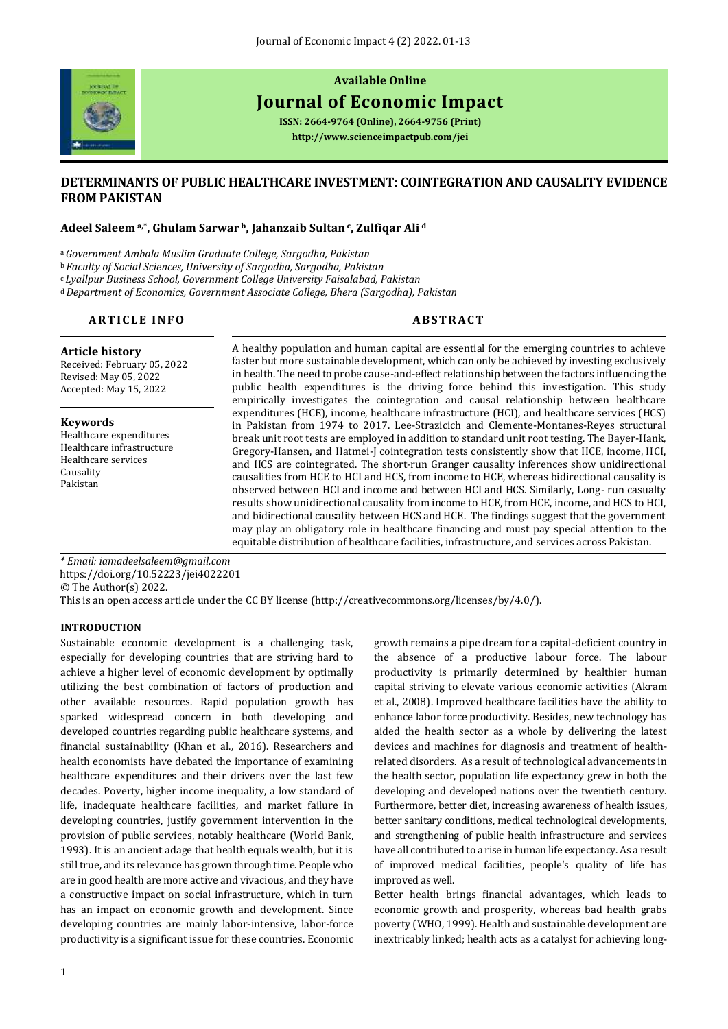**Available Online**

# Journal of Economic Impact

**ISSN: 2664-9764 (Online), 2664-9756 (Print)**

**http://www.scienceimpactpub.com/jei**

## DETERMINANTS OF PUBLIC HEALTHCARE INVESTMENT: COINTEGRATION AND CAUSALITY EVIDENCE FROM PAKISTAN

**Adeel Saleem [a,*], Ghulam Sarwar [b], Jahanzaib Sultan [c], Zulfiqar Ali [d]**

[a] *Government Ambala Muslim Graduate College, Sargodha, Pakistan*
[b] *Faculty of Social Sciences, University of Sargodha, Sargodha, Pakistan*
[c] *Lyallpur Business School, Government College University Faisalabad, Pakistan*
[d] *Department of Economics, Government Associate College, Bhera (Sargodha), Pakistan*

**ARTICLE INFO**

**Article history**
Received: February 05, 2022
Revised: May 05, 2022
Accepted: May 15, 2022

**Keywords**
Healthcare expenditures
Healthcare infrastructure
Healthcare services
Causality
Pakistan

**ABSTRACT**

A healthy population and human capital are essential for the emerging countries to achieve faster but more sustainable development, which can only be achieved by investing exclusively in health. The need to probe cause-and-effect relationship between the factors influencing the public health expenditures is the driving force behind this investigation. This study empirically investigates the cointegration and causal relationship between healthcare expenditures (HCE), income, healthcare infrastructure (HCI), and healthcare services (HCS) in Pakistan from 1974 to 2017. Lee-Strazicich and Clemente-Montanes-Reyes structural break unit root tests are employed in addition to standard unit root testing. The Bayer-Hank, Gregory-Hansen, and Hatmei-J cointegration tests consistently show that HCE, income, HCI, and HCS are cointegrated. The short-run Granger causality inferences show unidirectional causalities from HCE to HCI and HCS, from income to HCE, whereas bidirectional causality is observed between HCI and income and between HCI and HCS. Similarly, Long- run casualty results show unidirectional causality from income to HCE, from HCE, income, and HCS to HCI, and bidirectional causality between HCS and HCE. The findings suggest that the government may play an obligatory role in healthcare financing and must pay special attention to the equitable distribution of healthcare facilities, infrastructure, and services across Pakistan.

*\* Email: iamadeelsaleem@gmail.com*
https://doi.org/10.52223/jei4022201
© The Author(s) 2022.
This is an open access article under the CC BY license (http://creativecommons.org/licenses/by/4.0/).

## INTRODUCTION

Sustainable economic development is a challenging task, especially for developing countries that are striving hard to achieve a higher level of economic development by optimally utilizing the best combination of factors of production and other available resources. Rapid population growth has sparked widespread concern in both developing and developed countries regarding public healthcare systems, and financial sustainability (Khan et al., 2016). Researchers and health economists have debated the importance of examining healthcare expenditures and their drivers over the last few decades. Poverty, higher income inequality, a low standard of life, inadequate healthcare facilities, and market failure in developing countries, justify government intervention in the provision of public services, notably healthcare (World Bank, 1993). It is an ancient adage that health equals wealth, but it is still true, and its relevance has grown through time. People who are in good health are more active and vivacious, and they have a constructive impact on social infrastructure, which in turn has an impact on economic growth and development. Since developing countries are mainly labor-intensive, labor-force productivity is a significant issue for these countries. Economic growth remains a pipe dream for a capital-deficient country in the absence of a productive labour force. The labour productivity is primarily determined by healthier human capital striving to elevate various economic activities (Akram et al., 2008). Improved healthcare facilities have the ability to enhance labor force productivity. Besides, new technology has aided the health sector as a whole by delivering the latest devices and machines for diagnosis and treatment of health-related disorders. As a result of technological advancements in the health sector, population life expectancy grew in both the developing and developed nations over the twentieth century. Furthermore, better diet, increasing awareness of health issues, better sanitary conditions, medical technological developments, and strengthening of public health infrastructure and services have all contributed to a rise in human life expectancy. As a result of improved medical facilities, people's quality of life has improved as well.

Better health brings financial advantages, which leads to economic growth and prosperity, whereas bad health grabs poverty (WHO, 1999). Health and sustainable development are inextricably linked; health acts as a catalyst for achieving long-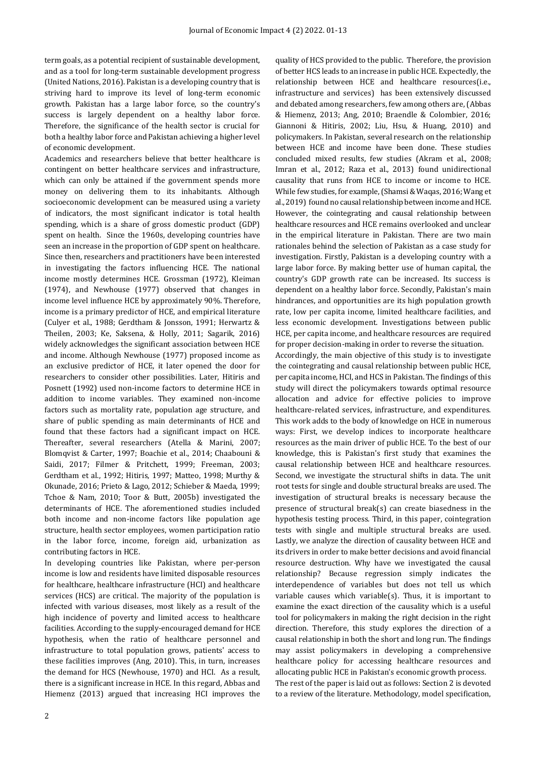term goals, as a potential recipient of sustainable development, and as a tool for long-term sustainable development progress (United Nations, 2016). Pakistan is a developing country that is striving hard to improve its level of long-term economic growth. Pakistan has a large labor force, so the country's success is largely dependent on a healthy labor force. Therefore, the significance of the health sector is crucial for both a healthy labor force and Pakistan achieving a higher level of economic development.

Academics and researchers believe that better healthcare is contingent on better healthcare services and infrastructure, which can only be attained if the government spends more money on delivering them to its inhabitants. Although socioeconomic development can be measured using a variety of indicators, the most significant indicator is total health spending, which is a share of gross domestic product (GDP) spent on health. Since the 1960s, developing countries have seen an increase in the proportion of GDP spent on healthcare. Since then, researchers and practitioners have been interested in investigating the factors influencing HCE. The national income mostly determines HCE. Grossman (1972), Kleiman (1974), and Newhouse (1977) observed that changes in income level influence HCE by approximately 90%. Therefore, income is a primary predictor of HCE, and empirical literature (Culyer et al., 1988; Gerdtham & Jonsson, 1991; Herwartz & Theilen, 2003; Ke, Saksena, & Holly, 2011; Sagarik, 2016) widely acknowledges the significant association between HCE and income. Although Newhouse (1977) proposed income as an exclusive predictor of HCE, it later opened the door for researchers to consider other possibilities. Later, Hitiris and Posnett (1992) used non-income factors to determine HCE in addition to income variables. They examined non-income factors such as mortality rate, population age structure, and share of public spending as main determinants of HCE and found that these factors had a significant impact on HCE. Thereafter, several researchers (Atella & Marini, 2007; Blomqvist & Carter, 1997; Boachie et al., 2014; Chaabouni & Saidi, 2017; Filmer & Pritchett, 1999; Freeman, 2003; Gerdtham et al., 1992; Hitiris, 1997; Matteo, 1998; Murthy & Okunade, 2016; Prieto & Lago, 2012; Schieber & Maeda, 1999; Tchoe & Nam, 2010; Toor & Butt, 2005b) investigated the determinants of HCE. The aforementioned studies included both income and non-income factors like population age structure, health sector employees, women participation ratio in the labor force, income, foreign aid, urbanization as contributing factors in HCE.

In developing countries like Pakistan, where per-person income is low and residents have limited disposable resources for healthcare, healthcare infrastructure (HCI) and healthcare services (HCS) are critical. The majority of the population is infected with various diseases, most likely as a result of the high incidence of poverty and limited access to healthcare facilities. According to the supply-encouraged demand for HCE hypothesis, when the ratio of healthcare personnel and infrastructure to total population grows, patients' access to these facilities improves (Ang, 2010). This, in turn, increases the demand for HCS (Newhouse, 1970) and HCI. As a result, there is a significant increase in HCE. In this regard, Abbas and Hiemenz (2013) argued that increasing HCI improves the quality of HCS provided to the public. Therefore, the provision of better HCS leads to an increase in public HCE. Expectedly, the relationship between HCE and healthcare resources(i.e., infrastructure and services) has been extensively discussed and debated among researchers, few among others are, (Abbas & Hiemenz, 2013; Ang, 2010; Braendle & Colombier, 2016; Giannoni & Hitiris, 2002; Liu, Hsu, & Huang, 2010) and policymakers. In Pakistan, several research on the relationship between HCE and income have been done. These studies concluded mixed results, few studies (Akram et al., 2008; Imran et al., 2012; Raza et al., 2013) found unidirectional causality that runs from HCE to income or income to HCE. While few studies, for example, (Shamsi & Waqas, 2016; Wang et al., 2019) found no causal relationship between income and HCE. However, the cointegrating and causal relationship between healthcare resources and HCE remains overlooked and unclear in the empirical literature in Pakistan. There are two main rationales behind the selection of Pakistan as a case study for investigation. Firstly, Pakistan is a developing country with a large labor force. By making better use of human capital, the country's GDP growth rate can be increased. Its success is dependent on a healthy labor force. Secondly, Pakistan's main hindrances, and opportunities are its high population growth rate, low per capita income, limited healthcare facilities, and less economic development. Investigations between public HCE, per capita income, and healthcare resources are required for proper decision-making in order to reverse the situation.

Accordingly, the main objective of this study is to investigate the cointegrating and causal relationship between public HCE, per capita income, HCI, and HCS in Pakistan. The findings of this study will direct the policymakers towards optimal resource allocation and advice for effective policies to improve healthcare-related services, infrastructure, and expenditures. This work adds to the body of knowledge on HCE in numerous ways: First, we develop indices to incorporate healthcare resources as the main driver of public HCE. To the best of our knowledge, this is Pakistan's first study that examines the causal relationship between HCE and healthcare resources. Second, we investigate the structural shifts in data. The unit root tests for single and double structural breaks are used. The investigation of structural breaks is necessary because the presence of structural break(s) can create biasedness in the hypothesis testing process. Third, in this paper, cointegration tests with single and multiple structural breaks are used. Lastly, we analyze the direction of causality between HCE and its drivers in order to make better decisions and avoid financial resource destruction. Why have we investigated the causal relationship? Because regression simply indicates the interdependence of variables but does not tell us which variable causes which variable(s). Thus, it is important to examine the exact direction of the causality which is a useful tool for policymakers in making the right decision in the right direction. Therefore, this study explores the direction of a causal relationship in both the short and long run. The findings may assist policymakers in developing a comprehensive healthcare policy for accessing healthcare resources and allocating public HCE in Pakistan's economic growth process.

The rest of the paper is laid out as follows: Section 2 is devoted to a review of the literature. Methodology, model specification,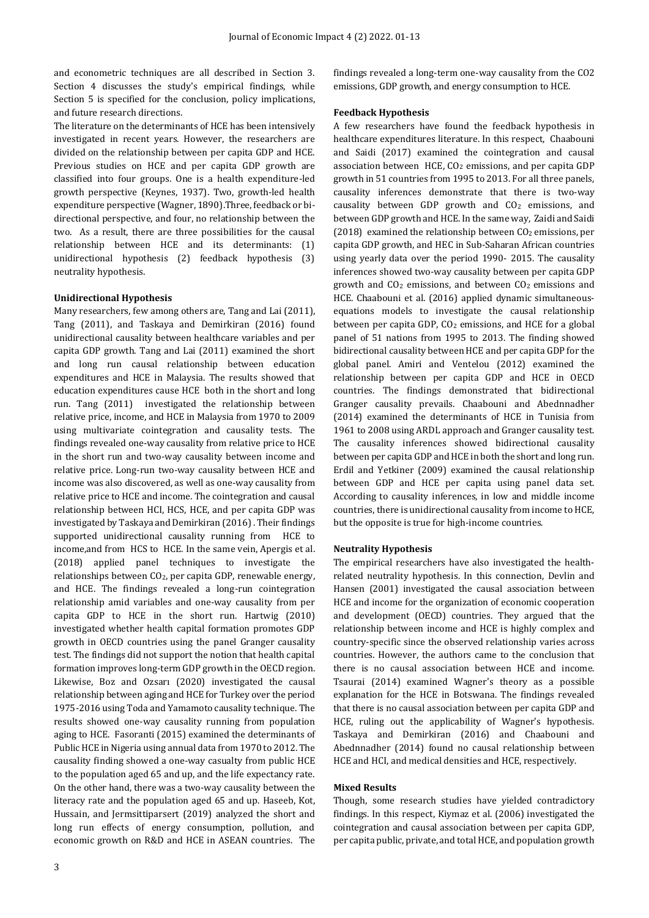and econometric techniques are all described in Section 3. Section 4 discusses the study's empirical findings, while Section 5 is specified for the conclusion, policy implications, and future research directions.

The literature on the determinants of HCE has been intensively investigated in recent years. However, the researchers are divided on the relationship between per capita GDP and HCE. Previous studies on HCE and per capita GDP growth are classified into four groups. One is a health expenditure-led growth perspective (Keynes, 1937). Two, growth-led health expenditure perspective (Wagner, 1890).Three, feedback or bi-directional perspective, and four, no relationship between the two. As a result, there are three possibilities for the causal relationship between HCE and its determinants: (1) unidirectional hypothesis (2) feedback hypothesis (3) neutrality hypothesis.

**Unidirectional Hypothesis**

Many researchers, few among others are, Tang and Lai (2011), Tang (2011), and Taskaya and Demirkiran (2016) found unidirectional causality between healthcare variables and per capita GDP growth. Tang and Lai (2011) examined the short and long run causal relationship between education expenditures and HCE in Malaysia. The results showed that education expenditures cause HCE both in the short and long run. Tang (2011) investigated the relationship between relative price, income, and HCE in Malaysia from 1970 to 2009 using multivariate cointegration and causality tests. The findings revealed one-way causality from relative price to HCE in the short run and two-way causality between income and relative price. Long-run two-way causality between HCE and income was also discovered, as well as one-way causality from relative price to HCE and income. The cointegration and causal relationship between HCI, HCS, HCE, and per capita GDP was investigated by Taskaya and Demirkiran (2016) . Their findings supported unidirectional causality running from HCE to income,and from HCS to HCE. In the same vein, Apergis et al. (2018) applied panel techniques to investigate the relationships between $CO_2$, per capita GDP, renewable energy, and HCE. The findings revealed a long-run cointegration relationship amid variables and one-way causality from per capita GDP to HCE in the short run. Hartwig (2010) investigated whether health capital formation promotes GDP growth in OECD countries using the panel Granger causality test. The findings did not support the notion that health capital formation improves long-term GDP growth in the OECD region. Likewise, Boz and Ozsarı (2020) investigated the causal relationship between aging and HCE for Turkey over the period 1975-2016 using Toda and Yamamoto causality technique. The results showed one-way causality running from population aging to HCE. Fasoranti (2015) examined the determinants of Public HCE in Nigeria using annual data from 1970 to 2012. The causality finding showed a one-way casualty from public HCE to the population aged 65 and up, and the life expectancy rate. On the other hand, there was a two-way causality between the literacy rate and the population aged 65 and up. Haseeb, Kot, Hussain, and Jermsittiparsert (2019) analyzed the short and long run effects of energy consumption, pollution, and economic growth on R&D and HCE in ASEAN countries. The findings revealed a long-term one-way causality from the CO2 emissions, GDP growth, and energy consumption to HCE.

**Feedback Hypothesis**

A few researchers have found the feedback hypothesis in healthcare expenditures literature. In this respect, Chaabouni and Saidi (2017) examined the cointegration and causal association between HCE, $CO_2$ emissions, and per capita GDP growth in 51 countries from 1995 to 2013. For all three panels, causality inferences demonstrate that there is two-way causality between GDP growth and $CO_2$ emissions, and between GDP growth and HCE. In the same way, Zaidi and Saidi (2018) examined the relationship between $CO_2$ emissions, per capita GDP growth, and HEC in Sub-Saharan African countries using yearly data over the period 1990- 2015. The causality inferences showed two-way causality between per capita GDP growth and $CO_2$ emissions, and between $CO_2$ emissions and HCE. Chaabouni et al. (2016) applied dynamic simultaneous-equations models to investigate the causal relationship between per capita GDP, $CO_2$ emissions, and HCE for a global panel of 51 nations from 1995 to 2013. The finding showed bidirectional causality between HCE and per capita GDP for the global panel. Amiri and Ventelou (2012) examined the relationship between per capita GDP and HCE in OECD countries. The findings demonstrated that bidirectional Granger causality prevails. Chaabouni and Abednnadher (2014) examined the determinants of HCE in Tunisia from 1961 to 2008 using ARDL approach and Granger causality test. The causality inferences showed bidirectional causality between per capita GDP and HCE in both the short and long run. Erdil and Yetkiner (2009) examined the causal relationship between GDP and HCE per capita using panel data set. According to causality inferences, in low and middle income countries, there is unidirectional causality from income to HCE, but the opposite is true for high-income countries.

**Neutrality Hypothesis**

The empirical researchers have also investigated the health-related neutrality hypothesis. In this connection, Devlin and Hansen (2001) investigated the causal association between HCE and income for the organization of economic cooperation and development (OECD) countries. They argued that the relationship between income and HCE is highly complex and country-specific since the observed relationship varies across countries. However, the authors came to the conclusion that there is no causal association between HCE and income. Tsaurai (2014) examined Wagner's theory as a possible explanation for the HCE in Botswana. The findings revealed that there is no causal association between per capita GDP and HCE, ruling out the applicability of Wagner's hypothesis. Taskaya and Demirkiran (2016) and Chaabouni and Abednnadher (2014) found no causal relationship between HCE and HCI, and medical densities and HCE, respectively.

**Mixed Results**

Though, some research studies have yielded contradictory findings. In this respect, Kiymaz et al. (2006) investigated the cointegration and causal association between per capita GDP, per capita public, private, and total HCE, and population growth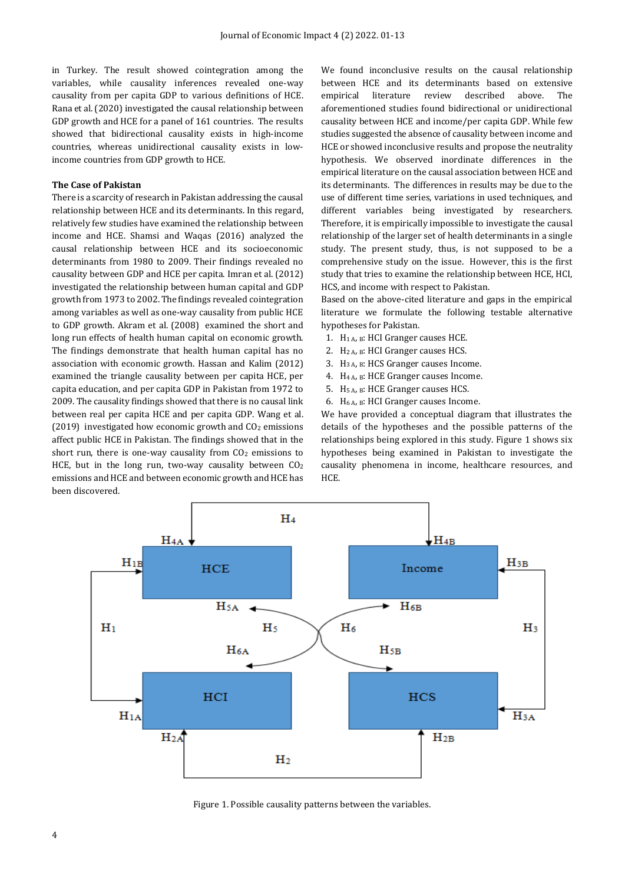in Turkey. The result showed cointegration among the variables, while causality inferences revealed one-way causality from per capita GDP to various definitions of HCE. Rana et al. (2020) investigated the causal relationship between GDP growth and HCE for a panel of 161 countries. The results showed that bidirectional causality exists in high-income countries, whereas unidirectional causality exists in low-income countries from GDP growth to HCE.

### The Case of Pakistan

There is a scarcity of research in Pakistan addressing the causal relationship between HCE and its determinants. In this regard, relatively few studies have examined the relationship between income and HCE. Shamsi and Waqas (2016) analyzed the causal relationship between HCE and its socioeconomic determinants from 1980 to 2009. Their findings revealed no causality between GDP and HCE per capita. Imran et al. (2012) investigated the relationship between human capital and GDP growth from 1973 to 2002. The findings revealed cointegration among variables as well as one-way causality from public HCE to GDP growth. Akram et al. (2008) examined the short and long run effects of health human capital on economic growth. The findings demonstrate that health human capital has no association with economic growth. Hassan and Kalim (2012) examined the triangle causality between per capita HCE, per capita education, and per capita GDP in Pakistan from 1972 to 2009. The causality findings showed that there is no causal link between real per capita HCE and per capita GDP. Wang et al. (2019) investigated how economic growth and $CO_2$ emissions affect public HCE in Pakistan. The findings showed that in the short run, there is one-way causality from $CO_2$ emissions to HCE, but in the long run, two-way causality between $CO_2$ emissions and HCE and between economic growth and HCE has been discovered.

We found inconclusive results on the causal relationship between HCE and its determinants based on extensive empirical literature review described above. The aforementioned studies found bidirectional or unidirectional causality between HCE and income/per capita GDP. While few studies suggested the absence of causality between income and HCE or showed inconclusive results and propose the neutrality hypothesis. We observed inordinate differences in the empirical literature on the causal association between HCE and its determinants. The differences in results may be due to the use of different time series, variations in used techniques, and different variables being investigated by researchers. Therefore, it is empirically impossible to investigate the causal relationship of the larger set of health determinants in a single study. The present study, thus, is not supposed to be a comprehensive study on the issue. However, this is the first study that tries to examine the relationship between HCE, HCI, HCS, and income with respect to Pakistan.

Based on the above-cited literature and gaps in the empirical literature we formulate the following testable alternative hypotheses for Pakistan.

1. $H_{1A, B}$: HCI Granger causes HCE.
2. $H_{2A, B}$: HCI Granger causes HCS.
3. $H_{3A, B}$: HCS Granger causes Income.
4. $H_{4A, B}$: HCE Granger causes Income.
5. $H_{5A, B}$: HCE Granger causes HCS.
6. $H_{6A, B}$: HCI Granger causes Income.

We have provided a conceptual diagram that illustrates the details of the hypotheses and the possible patterns of the relationships being explored in this study. Figure 1 shows six hypotheses being examined in Pakistan to investigate the causality phenomena in income, healthcare resources, and HCE.

Figure 1. Possible causality patterns between the variables.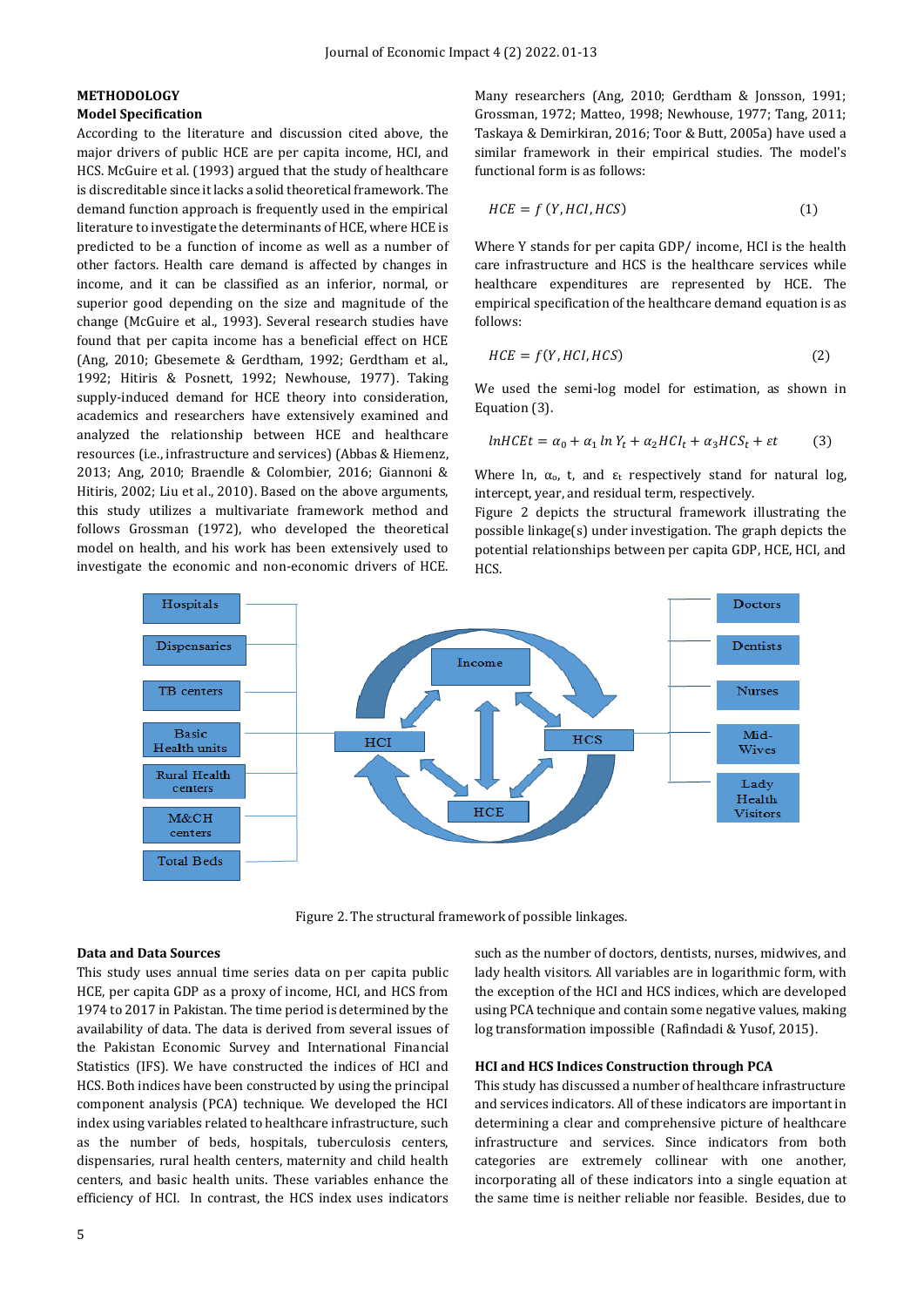## METHODOLOGY

### Model Specification

According to the literature and discussion cited above, the major drivers of public HCE are per capita income, HCI, and HCS. McGuire et al. (1993) argued that the study of healthcare is discreditable since it lacks a solid theoretical framework. The demand function approach is frequently used in the empirical literature to investigate the determinants of HCE, where HCE is predicted to be a function of income as well as a number of other factors. Health care demand is affected by changes in income, and it can be classified as an inferior, normal, or superior good depending on the size and magnitude of the change (McGuire et al., 1993). Several research studies have found that per capita income has a beneficial effect on HCE (Ang, 2010; Gbesemete & Gerdtham, 1992; Gerdtham et al., 1992; Hitiris & Posnett, 1992; Newhouse, 1977). Taking supply-induced demand for HCE theory into consideration, academics and researchers have extensively examined and analyzed the relationship between HCE and healthcare resources (i.e., infrastructure and services) (Abbas & Hiemenz, 2013; Ang, 2010; Braendle & Colombier, 2016; Giannoni & Hitiris, 2002; Liu et al., 2010). Based on the above arguments, this study utilizes a multivariate framework method and follows Grossman (1972), who developed the theoretical model on health, and his work has been extensively used to investigate the economic and non-economic drivers of HCE. Many researchers (Ang, 2010; Gerdtham & Jonsson, 1991; Grossman, 1972; Matteo, 1998; Newhouse, 1977; Tang, 2011; Taskaya & Demirkiran, 2016; Toor & Butt, 2005a) have used a similar framework in their empirical studies. The model's functional form is as follows:

$$HCE = f\,(Y, HCI, HCS) \qquad (1)$$

Where Y stands for per capita GDP/ income, HCI is the health care infrastructure and HCS is the healthcare services while healthcare expenditures are represented by HCE. The empirical specification of the healthcare demand equation is as follows:

$$HCE = f(Y, HCI, HCS) \qquad (2)$$

We used the semi-log model for estimation, as shown in Equation (3).

$$lnHCEt = \alpha_0 + \alpha_1 \ln Y_t + \alpha_2 HCI_t + \alpha_3 HCS_t + \varepsilon t \qquad (3)$$

Where ln, $\alpha_o$, t, and $\varepsilon_t$ respectively stand for natural log, intercept, year, and residual term, respectively.

Figure 2 depicts the structural framework illustrating the possible linkage(s) under investigation. The graph depicts the potential relationships between per capita GDP, HCE, HCI, and HCS.

Hospitals | Dispensaries | TB centers | Basic Health units | Rural Health centers | M&CH centers | Total Beds — HCI — Income — HCE — HCS — Doctors | Dentists | Nurses | Mid-Wives | Lady Health Visitors

Figure 2. The structural framework of possible linkages.

### Data and Data Sources

This study uses annual time series data on per capita public HCE, per capita GDP as a proxy of income, HCI, and HCS from 1974 to 2017 in Pakistan. The time period is determined by the availability of data. The data is derived from several issues of the Pakistan Economic Survey and International Financial Statistics (IFS). We have constructed the indices of HCI and HCS. Both indices have been constructed by using the principal component analysis (PCA) technique. We developed the HCI index using variables related to healthcare infrastructure, such as the number of beds, hospitals, tuberculosis centers, dispensaries, rural health centers, maternity and child health centers, and basic health units. These variables enhance the efficiency of HCI. In contrast, the HCS index uses indicators such as the number of doctors, dentists, nurses, midwives, and lady health visitors. All variables are in logarithmic form, with the exception of the HCI and HCS indices, which are developed using PCA technique and contain some negative values, making log transformation impossible (Rafindadi & Yusof, 2015).

### HCI and HCS Indices Construction through PCA

This study has discussed a number of healthcare infrastructure and services indicators. All of these indicators are important in determining a clear and comprehensive picture of healthcare infrastructure and services. Since indicators from both categories are extremely collinear with one another, incorporating all of these indicators into a single equation at the same time is neither reliable nor feasible. Besides, due to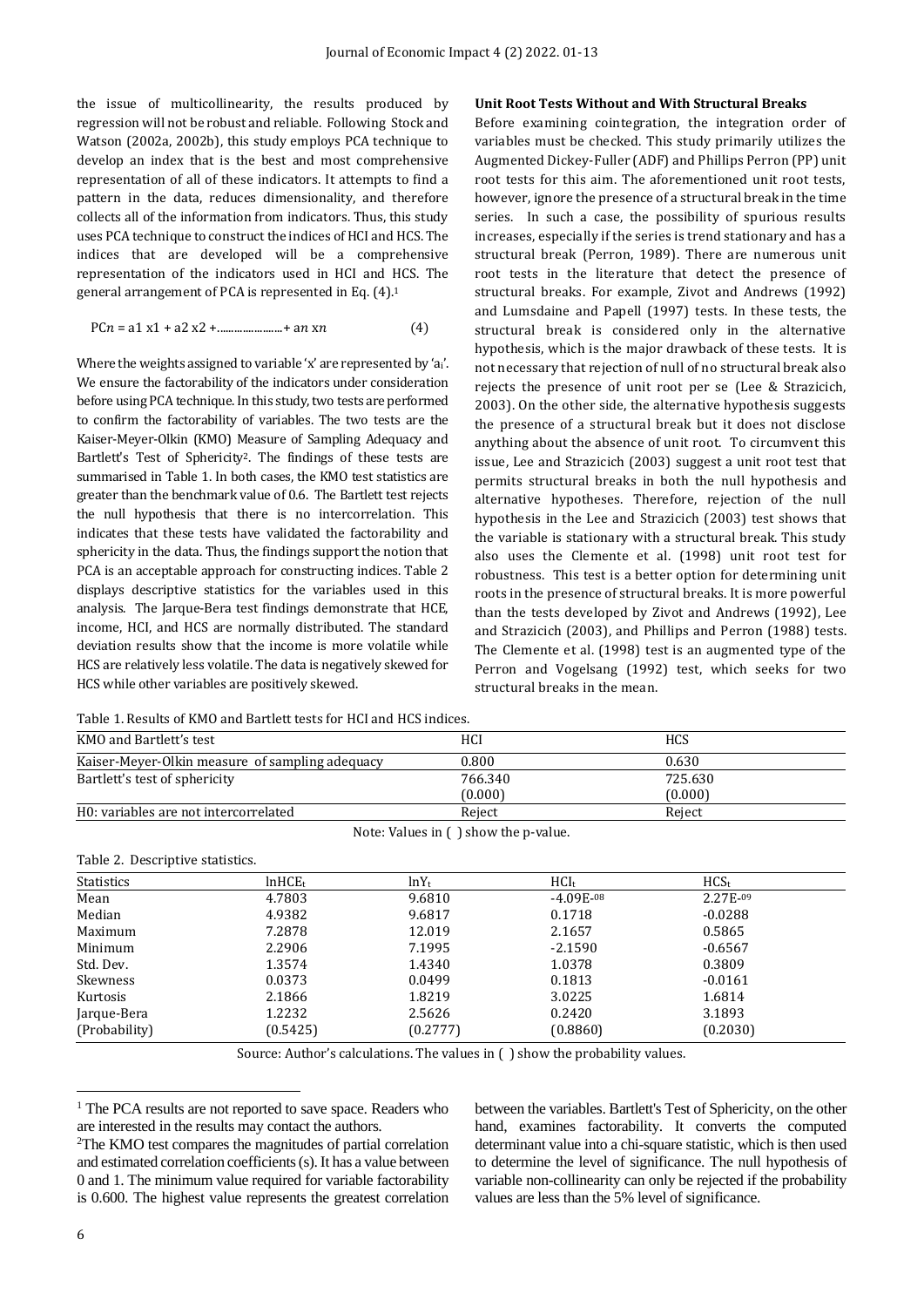the issue of multicollinearity, the results produced by regression will not be robust and reliable. Following Stock and Watson (2002a, 2002b), this study employs PCA technique to develop an index that is the best and most comprehensive representation of all of these indicators. It attempts to find a pattern in the data, reduces dimensionality, and therefore collects all of the information from indicators. Thus, this study uses PCA technique to construct the indices of HCI and HCS. The indices that are developed will be a comprehensive representation of the indicators used in HCI and HCS. The general arrangement of PCA is represented in Eq. (4).[1]

$$PC_n = a_1 x_1 + a_2 x_2 + \ldots\ldots\ldots\ldots + a_n x_n \quad (4)$$

Where the weights assigned to variable 'x' are represented by '$a_i$'. We ensure the factorability of the indicators under consideration before using PCA technique. In this study, two tests are performed to confirm the factorability of variables. The two tests are the Kaiser-Meyer-Olkin (KMO) Measure of Sampling Adequacy and Bartlett's Test of Sphericity[2]. The findings of these tests are summarised in Table 1. In both cases, the KMO test statistics are greater than the benchmark value of 0.6. The Bartlett test rejects the null hypothesis that there is no intercorrelation. This indicates that these tests have validated the factorability and sphericity in the data. Thus, the findings support the notion that PCA is an acceptable approach for constructing indices. Table 2 displays descriptive statistics for the variables used in this analysis. The Jarque-Bera test findings demonstrate that HCE, income, HCI, and HCS are normally distributed. The standard deviation results show that the income is more volatile while HCS are relatively less volatile. The data is negatively skewed for HCS while other variables are positively skewed.

### Unit Root Tests Without and With Structural Breaks

Before examining cointegration, the integration order of variables must be checked. This study primarily utilizes the Augmented Dickey-Fuller (ADF) and Phillips Perron (PP) unit root tests for this aim. The aforementioned unit root tests, however, ignore the presence of a structural break in the time series. In such a case, the possibility of spurious results increases, especially if the series is trend stationary and has a structural break (Perron, 1989). There are numerous unit root tests in the literature that detect the presence of structural breaks. For example, Zivot and Andrews (1992) and Lumsdaine and Papell (1997) tests. In these tests, the structural break is considered only in the alternative hypothesis, which is the major drawback of these tests. It is not necessary that rejection of null of no structural break also rejects the presence of unit root per se (Lee & Strazicich, 2003). On the other side, the alternative hypothesis suggests the presence of a structural break but it does not disclose anything about the absence of unit root. To circumvent this issue, Lee and Strazicich (2003) suggest a unit root test that permits structural breaks in both the null hypothesis and alternative hypotheses. Therefore, rejection of the null hypothesis in the Lee and Strazicich (2003) test shows that the variable is stationary with a structural break. This study also uses the Clemente et al. (1998) unit root test for robustness. This test is a better option for determining unit roots in the presence of structural breaks. It is more powerful than the tests developed by Zivot and Andrews (1992), Lee and Strazicich (2003), and Phillips and Perron (1988) tests. The Clemente et al. (1998) test is an augmented type of the Perron and Vogelsang (1992) test, which seeks for two structural breaks in the mean.

Table 1. Results of KMO and Bartlett tests for HCI and HCS indices.

| KMO and Bartlett's test | HCI | HCS |
|---|---|---|
| Kaiser-Meyer-Olkin measure of sampling adequacy | 0.800 | 0.630 |
| Bartlett's test of sphericity | 766.340 (0.000) | 725.630 (0.000) |
| H0: variables are not intercorrelated | Reject | Reject |

Note: Values in ( ) show the p-value.

Table 2. Descriptive statistics.

| Statistics | $\ln HCE_t$ | $\ln Y_t$ | $HCI_t$ | $HCS_t$ |
|---|---|---|---|---|
| Mean | 4.7803 | 9.6810 | -4.09E-08 | 2.27E-09 |
| Median | 4.9382 | 9.6817 | 0.1718 | -0.0288 |
| Maximum | 7.2878 | 12.019 | 2.1657 | 0.5865 |
| Minimum | 2.2906 | 7.1995 | -2.1590 | -0.6567 |
| Std. Dev. | 1.3574 | 1.4340 | 1.0378 | 0.3809 |
| Skewness | 0.0373 | 0.0499 | 0.1813 | -0.0161 |
| Kurtosis | 2.1866 | 1.8219 | 3.0225 | 1.6814 |
| Jarque-Bera | 1.2232 | 2.5626 | 0.2420 | 3.1893 |
| (Probability) | (0.5425) | (0.2777) | (0.8860) | (0.2030) |

Source: Author's calculations. The values in ( ) show the probability values.

[1] The PCA results are not reported to save space. Readers who are interested in the results may contact the authors.

[2] The KMO test compares the magnitudes of partial correlation and estimated correlation coefficients (s). It has a value between 0 and 1. The minimum value required for variable factorability is 0.600. The highest value represents the greatest correlation between the variables. Bartlett's Test of Sphericity, on the other hand, examines factorability. It converts the computed determinant value into a chi-square statistic, which is then used to determine the level of significance. The null hypothesis of variable non-collinearity can only be rejected if the probability values are less than the 5% level of significance.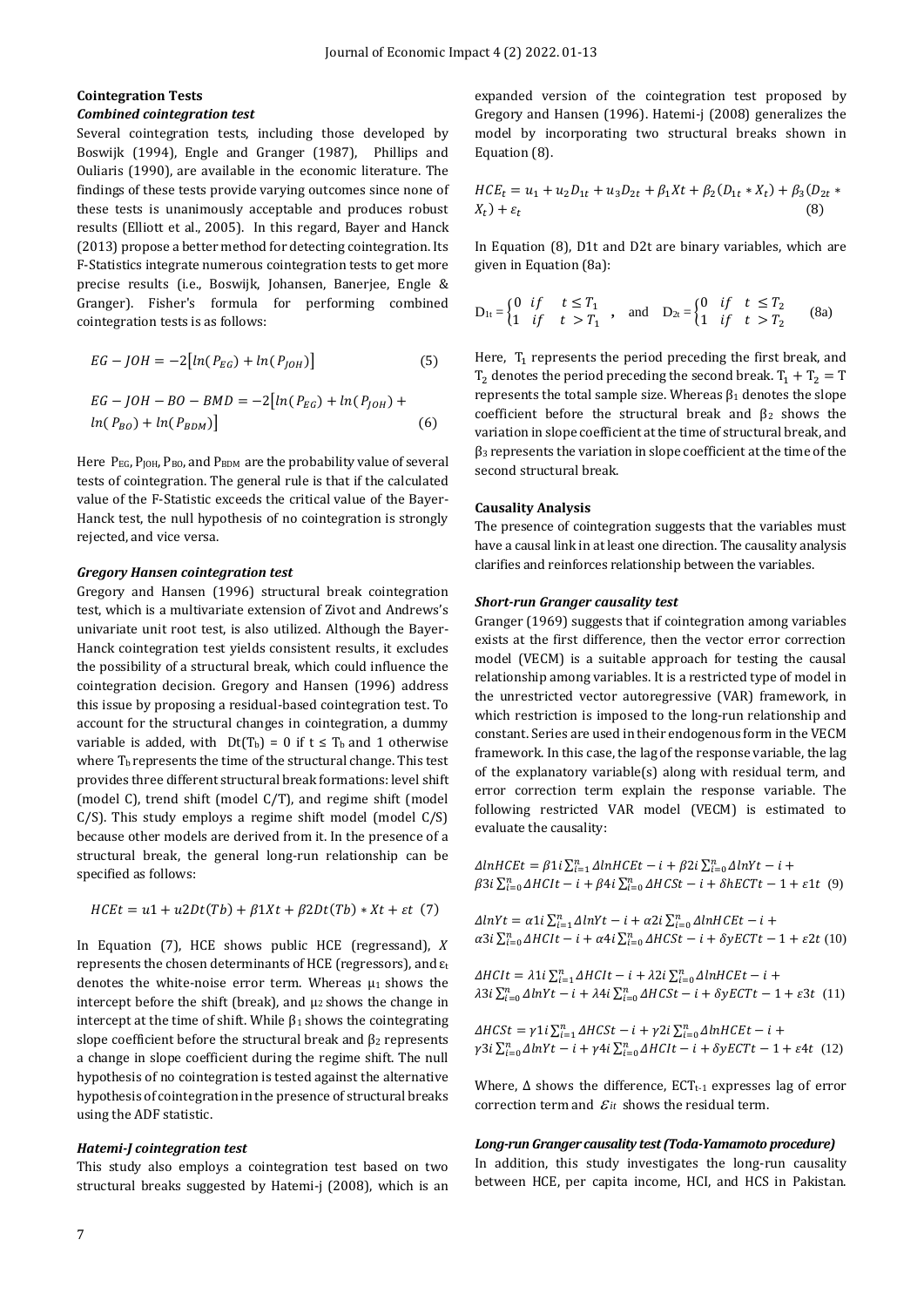### Cointegration Tests

#### *Combined cointegration test*

Several cointegration tests, including those developed by Boswijk (1994), Engle and Granger (1987), Phillips and Ouliaris (1990), are available in the economic literature. The findings of these tests provide varying outcomes since none of these tests is unanimously acceptable and produces robust results (Elliott et al., 2005). In this regard, Bayer and Hanck (2013) propose a better method for detecting cointegration. Its F-Statistics integrate numerous cointegration tests to get more precise results (i.e., Boswijk, Johansen, Banerjee, Engle & Granger). Fisher's formula for performing combined cointegration tests is as follows:

$$EG - JOH = -2\left[ln(P_{EG}) + ln(P_{JOH})\right] \quad (5)$$

$$EG - JOH - BO - BMD = -2\left[ln(P_{EG}) + ln(P_{JOH}) + ln(P_{BO}) + ln(P_{BDM})\right] \quad (6)$$

Here $P_{EG}$, $P_{JOH}$, $P_{BO}$, and $P_{BDM}$ are the probability value of several tests of cointegration. The general rule is that if the calculated value of the F-Statistic exceeds the critical value of the Bayer-Hanck test, the null hypothesis of no cointegration is strongly rejected, and vice versa.

#### *Gregory Hansen cointegration test*

Gregory and Hansen (1996) structural break cointegration test, which is a multivariate extension of Zivot and Andrews's univariate unit root test, is also utilized. Although the Bayer-Hanck cointegration test yields consistent results, it excludes the possibility of a structural break, which could influence the cointegration decision. Gregory and Hansen (1996) address this issue by proposing a residual-based cointegration test. To account for the structural changes in cointegration, a dummy variable is added, with $Dt(T_b) = 0$ if $t \leq T_b$ and 1 otherwise where $T_b$ represents the time of the structural change. This test provides three different structural break formations: level shift (model C), trend shift (model C/T), and regime shift (model C/S). This study employs a regime shift model (model C/S) because other models are derived from it. In the presence of a structural break, the general long-run relationship can be specified as follows:

$$HCEt = u1 + u2Dt(Tb) + \beta 1Xt + \beta 2Dt(Tb) * Xt + \varepsilon t \quad (7)$$

In Equation (7), HCE shows public HCE (regressand), $X$ represents the chosen determinants of HCE (regressors), and $\varepsilon_t$ denotes the white-noise error term. Whereas $\mu_1$ shows the intercept before the shift (break), and $\mu_2$ shows the change in intercept at the time of shift. While $\beta_1$ shows the cointegrating slope coefficient before the structural break and $\beta_2$ represents a change in slope coefficient during the regime shift. The null hypothesis of no cointegration is tested against the alternative hypothesis of cointegration in the presence of structural breaks using the ADF statistic.

#### *Hatemi-J cointegration test*

This study also employs a cointegration test based on two structural breaks suggested by Hatemi-j (2008), which is an expanded version of the cointegration test proposed by Gregory and Hansen (1996). Hatemi-j (2008) generalizes the model by incorporating two structural breaks shown in Equation (8).

$$HCE_t = u_1 + u_2 D_{1t} + u_3 D_{2t} + \beta_1 Xt + \beta_2 (D_{1t} * X_t) + \beta_3 (D_{2t} * X_t) + \varepsilon_t \quad (8)$$

In Equation (8), D1t and D2t are binary variables, which are given in Equation (8a):

$$D_{1t} = \begin{cases} 0 & if \quad t \leq T_1 \\ 1 & if \quad t > T_1 \end{cases}, \quad \text{and} \quad D_{2t} = \begin{cases} 0 & if \quad t \leq T_2 \\ 1 & if \quad t > T_2 \end{cases} \quad (8a)$$

Here, $T_1$ represents the period preceding the first break, and $T_2$ denotes the period preceding the second break. $T_1 + T_2 = T$ represents the total sample size. Whereas $\beta_1$ denotes the slope coefficient before the structural break and $\beta_2$ shows the variation in slope coefficient at the time of structural break, and $\beta_3$ represents the variation in slope coefficient at the time of the second structural break.

### Causality Analysis

The presence of cointegration suggests that the variables must have a causal link in at least one direction. The causality analysis clarifies and reinforces relationship between the variables.

#### *Short-run Granger causality test*

Granger (1969) suggests that if cointegration among variables exists at the first difference, then the vector error correction model (VECM) is a suitable approach for testing the causal relationship among variables. It is a restricted type of model in the unrestricted vector autoregressive (VAR) framework, in which restriction is imposed to the long-run relationship and constant. Series are used in their endogenous form in the VECM framework. In this case, the lag of the response variable, the lag of the explanatory variable(s) along with residual term, and error correction term explain the response variable. The following restricted VAR model (VECM) is estimated to evaluate the causality:

$$\Delta lnHCEt = \beta 1i \sum_{i=1}^{n} \Delta lnHCEt - i + \beta 2i \sum_{i=0}^{n} \Delta lnYt - i + \beta 3i \sum_{i=0}^{n} \Delta HCIt - i + \beta 4i \sum_{i=0}^{n} \Delta HCSt - i + \delta hECTt - 1 + \varepsilon 1t \quad (9)$$

$$\Delta lnYt = \alpha 1i \sum_{i=1}^{n} \Delta lnYt - i + \alpha 2i \sum_{i=0}^{n} \Delta lnHCEt - i + \alpha 3i \sum_{i=0}^{n} \Delta HCIt - i + \alpha 4i \sum_{i=0}^{n} \Delta HCSt - i + \delta yECTt - 1 + \varepsilon 2t \quad (10)$$

$$\Delta HCIt = \lambda 1i \sum_{i=1}^{n} \Delta HCIt - i + \lambda 2i \sum_{i=0}^{n} \Delta lnHCEt - i + \lambda 3i \sum_{i=0}^{n} \Delta lnYt - i + \lambda 4i \sum_{i=0}^{n} \Delta HCSt - i + \delta yECTt - 1 + \varepsilon 3t \quad (11)$$

$$\Delta HCSt = \gamma 1i \sum_{i=1}^{n} \Delta HCSt - i + \gamma 2i \sum_{i=0}^{n} \Delta lnHCEt - i + \gamma 3i \sum_{i=0}^{n} \Delta lnYt - i + \gamma 4i \sum_{i=0}^{n} \Delta HCIt - i + \delta yECTt - 1 + \varepsilon 4t \quad (12)$$

Where, $\Delta$ shows the difference, $ECT_{t-1}$ expresses lag of error correction term and $\varepsilon_{it}$ shows the residual term.

#### *Long-run Granger causality test (Toda-Yamamoto procedure)*

In addition, this study investigates the long-run causality between HCE, per capita income, HCI, and HCS in Pakistan.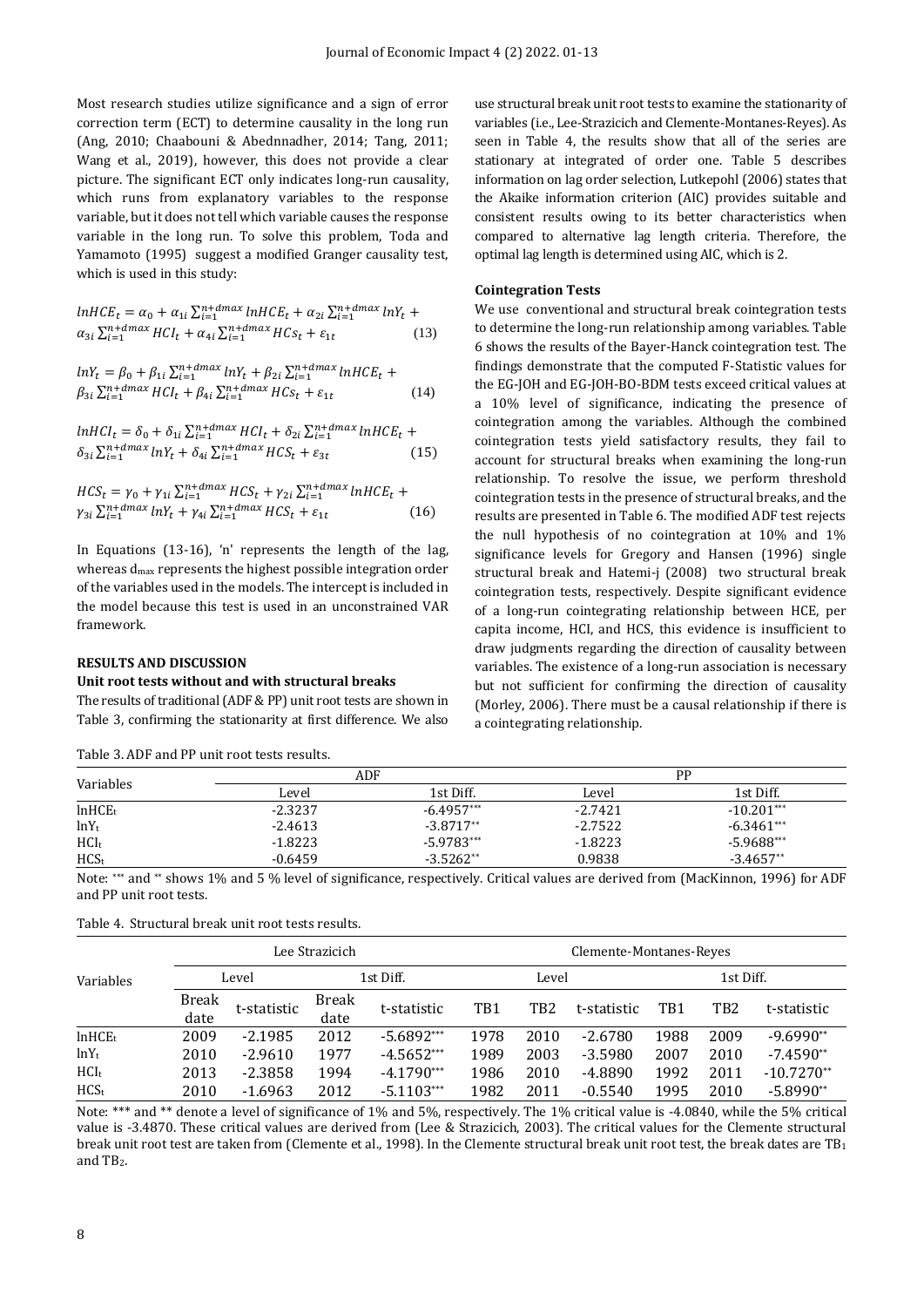Most research studies utilize significance and a sign of error correction term (ECT) to determine causality in the long run (Ang, 2010; Chaabouni & Abednnadher, 2014; Tang, 2011; Wang et al., 2019), however, this does not provide a clear picture. The significant ECT only indicates long-run causality, which runs from explanatory variables to the response variable, but it does not tell which variable causes the response variable in the long run. To solve this problem, Toda and Yamamoto (1995) suggest a modified Granger causality test, which is used in this study:

$$lnHCE_t = \alpha_0 + \alpha_{1i}\sum_{i=1}^{n+dmax} lnHCE_t + \alpha_{2i}\sum_{i=1}^{n+dmax} lnY_t + \alpha_{3i}\sum_{i=1}^{n+dmax} HCI_t + \alpha_{4i}\sum_{i=1}^{n+dmax} HCS_t + \varepsilon_{1t} \quad (13)$$

$$lnY_t = \beta_0 + \beta_{1i}\sum_{i=1}^{n+dmax} lnY_t + \beta_{2i}\sum_{i=1}^{n+dmax} lnHCE_t + \beta_{3i}\sum_{i=1}^{n+dmax} HCI_t + \beta_{4i}\sum_{i=1}^{n+dmax} HCS_t + \varepsilon_{1t} \quad (14)$$

$$lnHCI_t = \delta_0 + \delta_{1i}\sum_{i=1}^{n+dmax} HCI_t + \delta_{2i}\sum_{i=1}^{n+dmax} lnHCE_t + \delta_{3i}\sum_{i=1}^{n+dmax} lnY_t + \delta_{4i}\sum_{i=1}^{n+dmax} HCS_t + \varepsilon_{3t} \quad (15)$$

$$HCS_t = \gamma_0 + \gamma_{1i}\sum_{i=1}^{n+dmax} HCS_t + \gamma_{2i}\sum_{i=1}^{n+dmax} lnHCE_t + \gamma_{3i}\sum_{i=1}^{n+dmax} lnY_t + \gamma_{4i}\sum_{i=1}^{n+dmax} HCS_t + \varepsilon_{1t} \quad (16)$$

In Equations (13-16), 'n' represents the length of the lag, whereas $d_{max}$ represents the highest possible integration order of the variables used in the models. The intercept is included in the model because this test is used in an unconstrained VAR framework.

## RESULTS AND DISCUSSION

### Unit root tests without and with structural breaks

The results of traditional (ADF & PP) unit root tests are shown in Table 3, confirming the stationarity at first difference. We also use structural break unit root tests to examine the stationarity of variables (i.e., Lee-Strazicich and Clemente-Montanes-Reyes). As seen in Table 4, the results show that all of the series are stationary at integrated of order one. Table 5 describes information on lag order selection, Lutkepohl (2006) states that the Akaike information criterion (AIC) provides suitable and consistent results owing to its better characteristics when compared to alternative lag length criteria. Therefore, the optimal lag length is determined using AIC, which is 2.

### Cointegration Tests

We use conventional and structural break cointegration tests to determine the long-run relationship among variables. Table 6 shows the results of the Bayer-Hanck cointegration test. The findings demonstrate that the computed F-Statistic values for the EG-JOH and EG-JOH-BO-BDM tests exceed critical values at a 10% level of significance, indicating the presence of cointegration among the variables. Although the combined cointegration tests yield satisfactory results, they fail to account for structural breaks when examining the long-run relationship. To resolve the issue, we perform threshold cointegration tests in the presence of structural breaks, and the results are presented in Table 6. The modified ADF test rejects the null hypothesis of no cointegration at 10% and 1% significance levels for Gregory and Hansen (1996) single structural break and Hatemi-j (2008) two structural break cointegration tests, respectively. Despite significant evidence of a long-run cointegrating relationship between HCE, per capita income, HCI, and HCS, this evidence is insufficient to draw judgments regarding the direction of causality between variables. The existence of a long-run association is necessary but not sufficient for confirming the direction of causality (Morley, 2006). There must be a causal relationship if there is a cointegrating relationship.

Table 3. ADF and PP unit root tests results.

| Variables | ADF | | PP | |
|---|---|---|---|---|
| | Level | 1st Diff. | Level | 1st Diff. |
| $lnHCE_t$ | -2.3237 | -6.4957*** | -2.7421 | -10.201*** |
| $lnY_t$ | -2.4613 | -3.8717** | -2.7522 | -6.3461*** |
| $HCI_t$ | -1.8223 | -5.9783*** | -1.8223 | -5.9688*** |
| $HCS_t$ | -0.6459 | -3.5262** | 0.9838 | -3.4657** |

Note: *** and ** shows 1% and 5 % level of significance, respectively. Critical values are derived from (MacKinnon, 1996) for ADF and PP unit root tests.

Table 4. Structural break unit root tests results.

| Variables | Lee Strazicich | | | | Clemente-Montanes-Reyes | | | | | |
|---|---|---|---|---|---|---|---|---|---|---|
| | Level | | 1st Diff. | | Level | | | 1st Diff. | | |
| | Break date | t-statistic | Break date | t-statistic | TB1 | TB2 | t-statistic | TB1 | TB2 | t-statistic |
| $lnHCE_t$ | 2009 | -2.1985 | 2012 | -5.6892*** | 1978 | 2010 | -2.6780 | 1988 | 2009 | -9.6990** |
| $lnY_t$ | 2010 | -2.9610 | 1977 | -4.5652*** | 1989 | 2003 | -3.5980 | 2007 | 2010 | -7.4590** |
| $HCI_t$ | 2013 | -2.3858 | 1994 | -4.1790*** | 1986 | 2010 | -4.8890 | 1992 | 2011 | -10.7270** |
| $HCS_t$ | 2010 | -1.6963 | 2012 | -5.1103*** | 1982 | 2011 | -0.5540 | 1995 | 2010 | -5.8990** |

Note: *** and ** denote a level of significance of 1% and 5%, respectively. The 1% critical value is -4.0840, while the 5% critical value is -3.4870. These critical values are derived from (Lee & Strazicich, 2003). The critical values for the Clemente structural break unit root test are taken from (Clemente et al., 1998). In the Clemente structural break unit root test, the break dates are $TB_1$ and $TB_2$.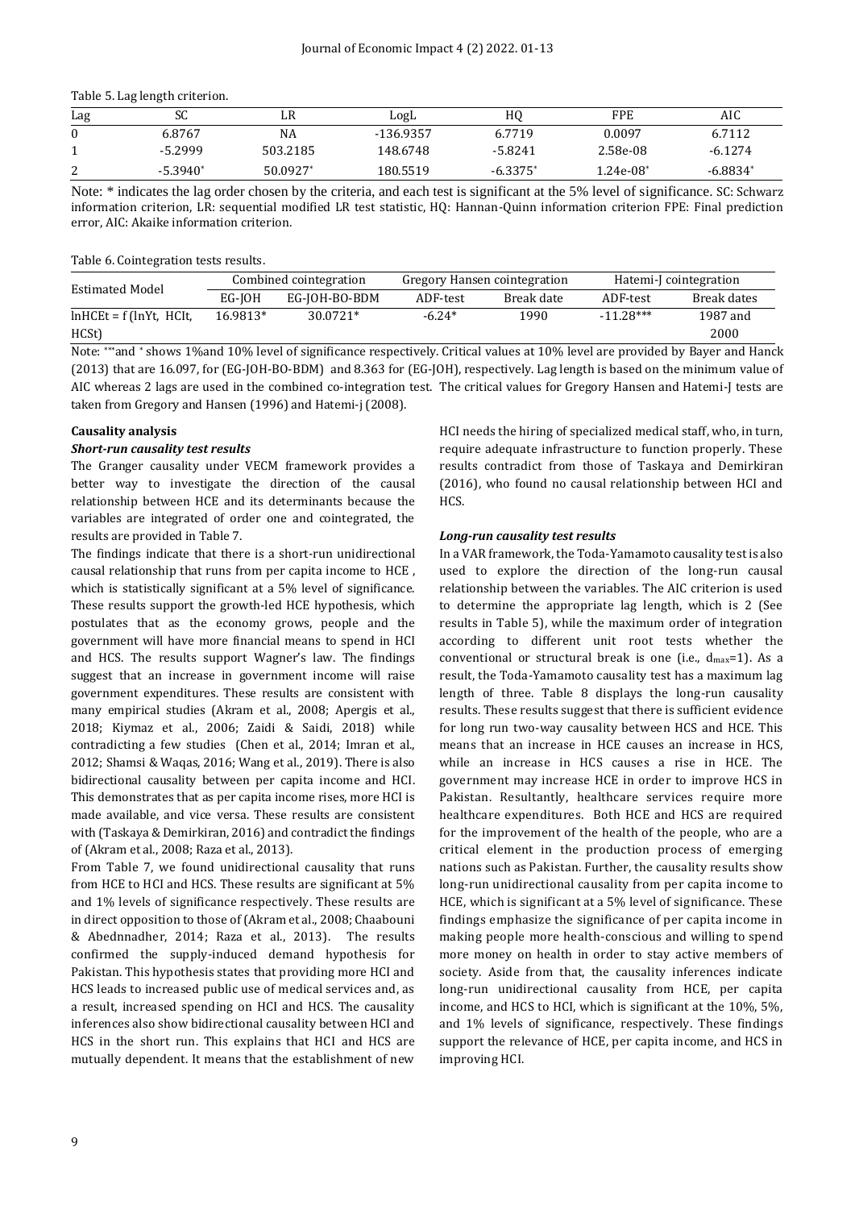Table 5. Lag length criterion.

| Lag | SC | LR | LogL | HQ | FPE | AIC |
|---|---|---|---|---|---|---|
| 0 | 6.8767 | NA | -136.9357 | 6.7719 | 0.0097 | 6.7112 |
| 1 | -5.2999 | 503.2185 | 148.6748 | -5.8241 | 2.58e-08 | -6.1274 |
| 2 | -5.3940* | 50.0927* | 180.5519 | -6.3375* | 1.24e-08* | -6.8834* |

Note: * indicates the lag order chosen by the criteria, and each test is significant at the 5% level of significance. SC: Schwarz information criterion, LR: sequential modified LR test statistic, HQ: Hannan-Quinn information criterion FPE: Final prediction error, AIC: Akaike information criterion.

Table 6. Cointegration tests results.

| Estimated Model | Combined cointegration | | Gregory Hansen cointegration | | Hatemi-J cointegration | |
|---|---|---|---|---|---|---|
| | EG-JOH | EG-JOH-BO-BDM | ADF-test | Break date | ADF-test | Break dates |
| lnHCEt = f (lnYt, HCIt, HCSt) | 16.9813* | 30.0721* | -6.24* | 1990 | -11.28*** | 1987 and 2000 |

Note: ***and * shows 1%and 10% level of significance respectively. Critical values at 10% level are provided by Bayer and Hanck (2013) that are 16.097, for (EG-JOH-BO-BDM) and 8.363 for (EG-JOH), respectively. Lag length is based on the minimum value of AIC whereas 2 lags are used in the combined co-integration test. The critical values for Gregory Hansen and Hatemi-J tests are taken from Gregory and Hansen (1996) and Hatemi-j (2008).

### Causality analysis

#### *Short-run causality test results*

The Granger causality under VECM framework provides a better way to investigate the direction of the causal relationship between HCE and its determinants because the variables are integrated of order one and cointegrated, the results are provided in Table 7.

The findings indicate that there is a short-run unidirectional causal relationship that runs from per capita income to HCE , which is statistically significant at a 5% level of significance. These results support the growth-led HCE hypothesis, which postulates that as the economy grows, people and the government will have more financial means to spend in HCI and HCS. The results support Wagner's law. The findings suggest that an increase in government income will raise government expenditures. These results are consistent with many empirical studies (Akram et al., 2008; Apergis et al., 2018; Kiymaz et al., 2006; Zaidi & Saidi, 2018) while contradicting a few studies (Chen et al., 2014; Imran et al., 2012; Shamsi & Waqas, 2016; Wang et al., 2019). There is also bidirectional causality between per capita income and HCI. This demonstrates that as per capita income rises, more HCI is made available, and vice versa. These results are consistent with (Taskaya & Demirkiran, 2016) and contradict the findings of (Akram et al., 2008; Raza et al., 2013).

From Table 7, we found unidirectional causality that runs from HCE to HCI and HCS. These results are significant at 5% and 1% levels of significance respectively. These results are in direct opposition to those of (Akram et al., 2008; Chaabouni & Abednnadher, 2014; Raza et al., 2013). The results confirmed the supply-induced demand hypothesis for Pakistan. This hypothesis states that providing more HCI and HCS leads to increased public use of medical services and, as a result, increased spending on HCI and HCS. The causality inferences also show bidirectional causality between HCI and HCS in the short run. This explains that HCI and HCS are mutually dependent. It means that the establishment of new HCI needs the hiring of specialized medical staff, who, in turn, require adequate infrastructure to function properly. These results contradict from those of Taskaya and Demirkiran (2016), who found no causal relationship between HCI and HCS.

#### *Long-run causality test results*

In a VAR framework, the Toda-Yamamoto causality test is also used to explore the direction of the long-run causal relationship between the variables. The AIC criterion is used to determine the appropriate lag length, which is 2 (See results in Table 5), while the maximum order of integration according to different unit root tests whether the conventional or structural break is one (i.e., $d_{max}$=1). As a result, the Toda-Yamamoto causality test has a maximum lag length of three. Table 8 displays the long-run causality results. These results suggest that there is sufficient evidence for long run two-way causality between HCS and HCE. This means that an increase in HCE causes an increase in HCS, while an increase in HCS causes a rise in HCE. The government may increase HCE in order to improve HCS in Pakistan. Resultantly, healthcare services require more healthcare expenditures. Both HCE and HCS are required for the improvement of the health of the people, who are a critical element in the production process of emerging nations such as Pakistan. Further, the causality results show long-run unidirectional causality from per capita income to HCE, which is significant at a 5% level of significance. These findings emphasize the significance of per capita income in making people more health-conscious and willing to spend more money on health in order to stay active members of society. Aside from that, the causality inferences indicate long-run unidirectional causality from HCE, per capita income, and HCS to HCI, which is significant at the 10%, 5%, and 1% levels of significance, respectively. These findings support the relevance of HCE, per capita income, and HCS in improving HCI.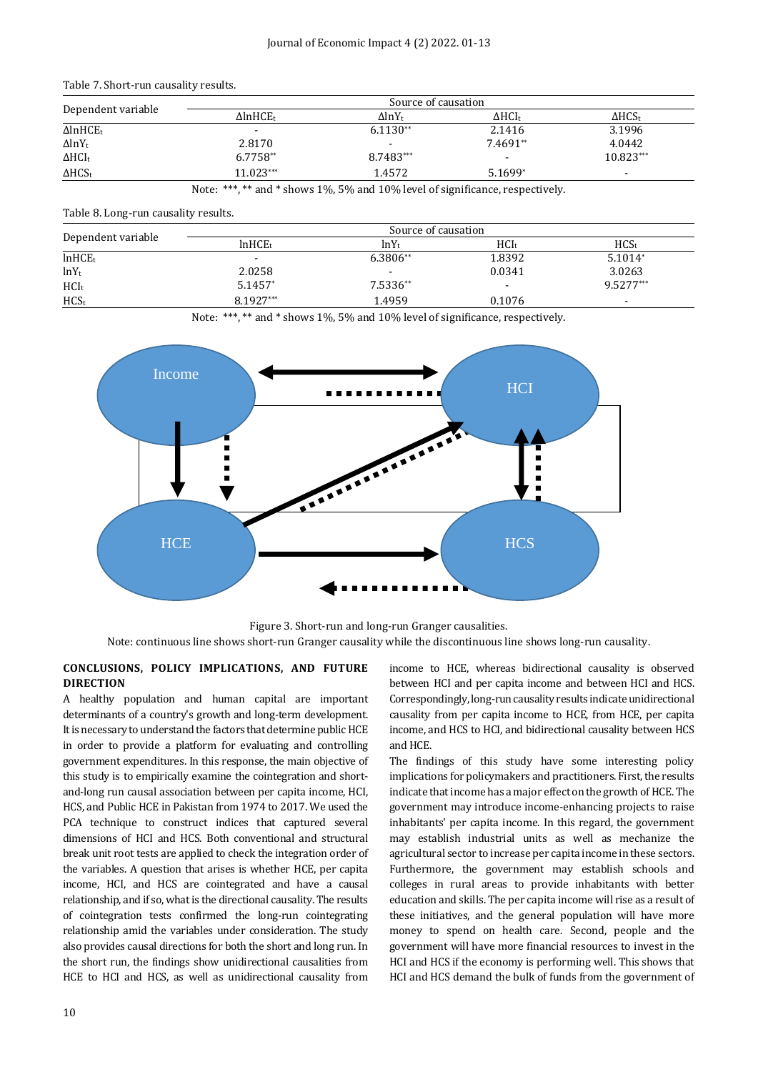Table 7. Short-run causality results.

| Dependent variable | Source of causation | | | |
|---|---|---|---|---|
| | $\Delta lnHCE_t$ | $\Delta lnY_t$ | $\Delta HCI_t$ | $\Delta HCS_t$ |
| $\Delta lnHCE_t$ | - | 6.1130** | 2.1416 | 3.1996 |
| $\Delta lnY_t$ | 2.8170 | - | 7.4691** | 4.0442 |
| $\Delta HCI_t$ | 6.7758** | 8.7483*** | - | 10.823*** |
| $\Delta HCS_t$ | 11.023*** | 1.4572 | 5.1699* | - |

Note: ***, ** and * shows 1%, 5% and 10% level of significance, respectively.

Table 8. Long-run causality results.

| Dependent variable | Source of causation | | | |
|---|---|---|---|---|
| | $lnHCE_t$ | $lnY_t$ | $HCI_t$ | $HCS_t$ |
| $lnHCE_t$ | - | 6.3806** | 1.8392 | 5.1014* |
| $lnY_t$ | 2.0258 | - | 0.0341 | 3.0263 |
| $HCI_t$ | 5.1457* | 7.5336** | - | 9.5277*** |
| $HCS_t$ | 8.1927*** | 1.4959 | 0.1076 | - |

Note: ***, ** and * shows 1%, 5% and 10% level of significance, respectively.

Figure 3. Short-run and long-run Granger causalities.

Note: continuous line shows short-run Granger causality while the discontinuous line shows long-run causality.

## CONCLUSIONS, POLICY IMPLICATIONS, AND FUTURE DIRECTION

A healthy population and human capital are important determinants of a country's growth and long-term development. It is necessary to understand the factors that determine public HCE in order to provide a platform for evaluating and controlling government expenditures. In this response, the main objective of this study is to empirically examine the cointegration and short-and-long run causal association between per capita income, HCI, HCS, and Public HCE in Pakistan from 1974 to 2017. We used the PCA technique to construct indices that captured several dimensions of HCI and HCS. Both conventional and structural break unit root tests are applied to check the integration order of the variables. A question that arises is whether HCE, per capita income, HCI, and HCS are cointegrated and have a causal relationship, and if so, what is the directional causality. The results of cointegration tests confirmed the long-run cointegrating relationship amid the variables under consideration. The study also provides causal directions for both the short and long run. In the short run, the findings show unidirectional causalities from HCE to HCI and HCS, as well as unidirectional causality from income to HCE, whereas bidirectional causality is observed between HCI and per capita income and between HCI and HCS. Correspondingly, long-run causality results indicate unidirectional causality from per capita income to HCE, from HCE, per capita income, and HCS to HCI, and bidirectional causality between HCS and HCE.

The findings of this study have some interesting policy implications for policymakers and practitioners. First, the results indicate that income has a major effect on the growth of HCE. The government may introduce income-enhancing projects to raise inhabitants' per capita income. In this regard, the government may establish industrial units as well as mechanize the agricultural sector to increase per capita income in these sectors. Furthermore, the government may establish schools and colleges in rural areas to provide inhabitants with better education and skills. The per capita income will rise as a result of these initiatives, and the general population will have more money to spend on health care. Second, people and the government will have more financial resources to invest in the HCI and HCS if the economy is performing well. This shows that HCI and HCS demand the bulk of funds from the government of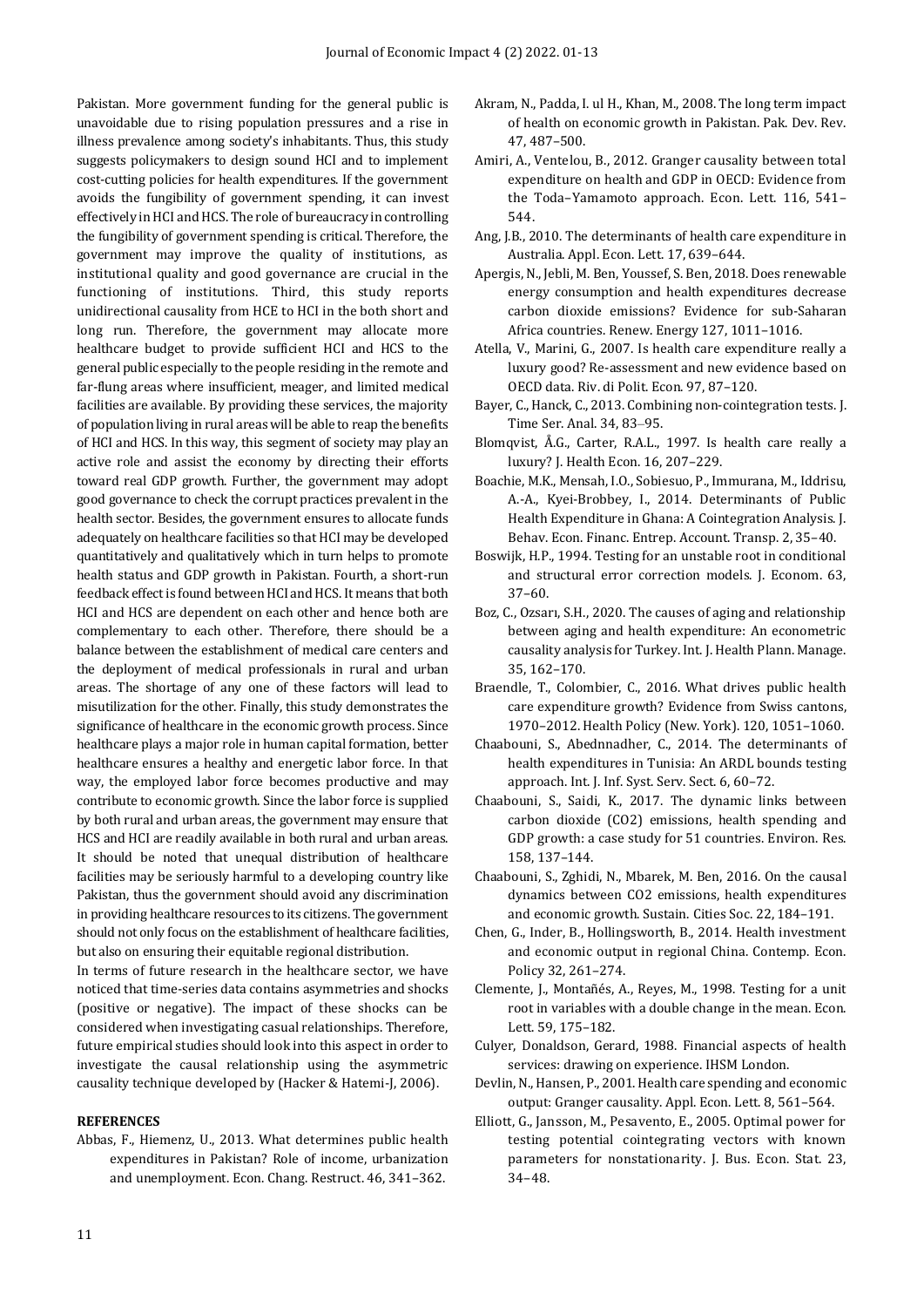Pakistan. More government funding for the general public is unavoidable due to rising population pressures and a rise in illness prevalence among society's inhabitants. Thus, this study suggests policymakers to design sound HCI and to implement cost-cutting policies for health expenditures. If the government avoids the fungibility of government spending, it can invest effectively in HCI and HCS. The role of bureaucracy in controlling the fungibility of government spending is critical. Therefore, the government may improve the quality of institutions, as institutional quality and good governance are crucial in the functioning of institutions. Third, this study reports unidirectional causality from HCE to HCI in the both short and long run. Therefore, the government may allocate more healthcare budget to provide sufficient HCI and HCS to the general public especially to the people residing in the remote and far-flung areas where insufficient, meager, and limited medical facilities are available. By providing these services, the majority of population living in rural areas will be able to reap the benefits of HCI and HCS. In this way, this segment of society may play an active role and assist the economy by directing their efforts toward real GDP growth. Further, the government may adopt good governance to check the corrupt practices prevalent in the health sector. Besides, the government ensures to allocate funds adequately on healthcare facilities so that HCI may be developed quantitatively and qualitatively which in turn helps to promote health status and GDP growth in Pakistan. Fourth, a short-run feedback effect is found between HCI and HCS. It means that both HCI and HCS are dependent on each other and hence both are complementary to each other. Therefore, there should be a balance between the establishment of medical care centers and the deployment of medical professionals in rural and urban areas. The shortage of any one of these factors will lead to misutilization for the other. Finally, this study demonstrates the significance of healthcare in the economic growth process. Since healthcare plays a major role in human capital formation, better healthcare ensures a healthy and energetic labor force. In that way, the employed labor force becomes productive and may contribute to economic growth. Since the labor force is supplied by both rural and urban areas, the government may ensure that HCS and HCI are readily available in both rural and urban areas. It should be noted that unequal distribution of healthcare facilities may be seriously harmful to a developing country like Pakistan, thus the government should avoid any discrimination in providing healthcare resources to its citizens. The government should not only focus on the establishment of healthcare facilities, but also on ensuring their equitable regional distribution.

In terms of future research in the healthcare sector, we have noticed that time-series data contains asymmetries and shocks (positive or negative). The impact of these shocks can be considered when investigating casual relationships. Therefore, future empirical studies should look into this aspect in order to investigate the causal relationship using the asymmetric causality technique developed by (Hacker & Hatemi-J, 2006).

## REFERENCES

Abbas, F., Hiemenz, U., 2013. What determines public health expenditures in Pakistan? Role of income, urbanization and unemployment. Econ. Chang. Restruct. 46, 341–362.

Akram, N., Padda, I. ul H., Khan, M., 2008. The long term impact of health on economic growth in Pakistan. Pak. Dev. Rev. 47, 487–500.

Amiri, A., Ventelou, B., 2012. Granger causality between total expenditure on health and GDP in OECD: Evidence from the Toda–Yamamoto approach. Econ. Lett. 116, 541–544.

Ang, J.B., 2010. The determinants of health care expenditure in Australia. Appl. Econ. Lett. 17, 639–644.

Apergis, N., Jebli, M. Ben, Youssef, S. Ben, 2018. Does renewable energy consumption and health expenditures decrease carbon dioxide emissions? Evidence for sub-Saharan Africa countries. Renew. Energy 127, 1011–1016.

Atella, V., Marini, G., 2007. Is health care expenditure really a luxury good? Re-assessment and new evidence based on OECD data. Riv. di Polit. Econ. 97, 87–120.

Bayer, C., Hanck, C., 2013. Combining non-cointegration tests. J. Time Ser. Anal. 34, 83–95.

Blomqvist, Å.G., Carter, R.A.L., 1997. Is health care really a luxury? J. Health Econ. 16, 207–229.

Boachie, M.K., Mensah, I.O., Sobiesuo, P., Immurana, M., Iddrisu, A.-A., Kyei-Brobbey, I., 2014. Determinants of Public Health Expenditure in Ghana: A Cointegration Analysis. J. Behav. Econ. Financ. Entrep. Account. Transp. 2, 35–40.

Boswijk, H.P., 1994. Testing for an unstable root in conditional and structural error correction models. J. Econom. 63, 37–60.

Boz, C., Ozsarı, S.H., 2020. The causes of aging and relationship between aging and health expenditure: An econometric causality analysis for Turkey. Int. J. Health Plann. Manage. 35, 162–170.

Braendle, T., Colombier, C., 2016. What drives public health care expenditure growth? Evidence from Swiss cantons, 1970–2012. Health Policy (New. York). 120, 1051–1060.

Chaabouni, S., Abednnadher, C., 2014. The determinants of health expenditures in Tunisia: An ARDL bounds testing approach. Int. J. Inf. Syst. Serv. Sect. 6, 60–72.

Chaabouni, S., Saidi, K., 2017. The dynamic links between carbon dioxide (CO2) emissions, health spending and GDP growth: a case study for 51 countries. Environ. Res. 158, 137–144.

Chaabouni, S., Zghidi, N., Mbarek, M. Ben, 2016. On the causal dynamics between CO2 emissions, health expenditures and economic growth. Sustain. Cities Soc. 22, 184–191.

Chen, G., Inder, B., Hollingsworth, B., 2014. Health investment and economic output in regional China. Contemp. Econ. Policy 32, 261–274.

Clemente, J., Montañés, A., Reyes, M., 1998. Testing for a unit root in variables with a double change in the mean. Econ. Lett. 59, 175–182.

Culyer, Donaldson, Gerard, 1988. Financial aspects of health services: drawing on experience. IHSM London.

Devlin, N., Hansen, P., 2001. Health care spending and economic output: Granger causality. Appl. Econ. Lett. 8, 561–564.

Elliott, G., Jansson, M., Pesavento, E., 2005. Optimal power for testing potential cointegrating vectors with known parameters for nonstationarity. J. Bus. Econ. Stat. 23, 34–48.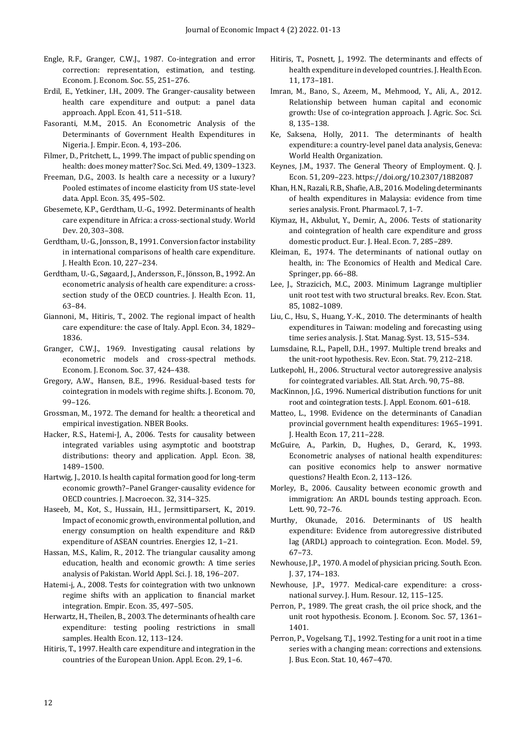Engle, R.F., Granger, C.W.J., 1987. Co-integration and error correction: representation, estimation, and testing. Econom. J. Econom. Soc. 55, 251–276.

Erdil, E., Yetkiner, I.H., 2009. The Granger-causality between health care expenditure and output: a panel data approach. Appl. Econ. 41, 511–518.

Fasoranti, M.M., 2015. An Econometric Analysis of the Determinants of Government Health Expenditures in Nigeria. J. Empir. Econ. 4, 193–206.

Filmer, D., Pritchett, L., 1999. The impact of public spending on health: does money matter? Soc. Sci. Med. 49, 1309–1323.

Freeman, D.G., 2003. Is health care a necessity or a luxury? Pooled estimates of income elasticity from US state-level data. Appl. Econ. 35, 495–502.

Gbesemete, K.P., Gerdtham, U.-G., 1992. Determinants of health care expenditure in Africa: a cross-sectional study. World Dev. 20, 303–308.

Gerdtham, U.-G., Jonsson, B., 1991. Conversion factor instability in international comparisons of health care expenditure. J. Health Econ. 10, 227–234.

Gerdtham, U.-G., Søgaard, J., Andersson, F., Jönsson, B., 1992. An econometric analysis of health care expenditure: a cross-section study of the OECD countries. J. Health Econ. 11, 63–84.

Giannoni, M., Hitiris, T., 2002. The regional impact of health care expenditure: the case of Italy. Appl. Econ. 34, 1829–1836.

Granger, C.W.J., 1969. Investigating causal relations by econometric models and cross-spectral methods. Econom. J. Econom. Soc. 37, 424–438.

Gregory, A.W., Hansen, B.E., 1996. Residual-based tests for cointegration in models with regime shifts. J. Econom. 70, 99–126.

Grossman, M., 1972. The demand for health: a theoretical and empirical investigation. NBER Books.

Hacker, R.S., Hatemi-J, A., 2006. Tests for causality between integrated variables using asymptotic and bootstrap distributions: theory and application. Appl. Econ. 38, 1489–1500.

Hartwig, J., 2010. Is health capital formation good for long-term economic growth?–Panel Granger-causality evidence for OECD countries. J. Macroecon. 32, 314–325.

Haseeb, M., Kot, S., Hussain, H.I., Jermsittiparsert, K., 2019. Impact of economic growth, environmental pollution, and energy consumption on health expenditure and R&D expenditure of ASEAN countries. Energies 12, 1–21.

Hassan, M.S., Kalim, R., 2012. The triangular causality among education, health and economic growth: A time series analysis of Pakistan. World Appl. Sci. J. 18, 196–207.

Hatemi-j, A., 2008. Tests for cointegration with two unknown regime shifts with an application to financial market integration. Empir. Econ. 35, 497–505.

Herwartz, H., Theilen, B., 2003. The determinants of health care expenditure: testing pooling restrictions in small samples. Health Econ. 12, 113–124.

Hitiris, T., 1997. Health care expenditure and integration in the countries of the European Union. Appl. Econ. 29, 1–6.

Hitiris, T., Posnett, J., 1992. The determinants and effects of health expenditure in developed countries. J. Health Econ. 11, 173–181.

Imran, M., Bano, S., Azeem, M., Mehmood, Y., Ali, A., 2012. Relationship between human capital and economic growth: Use of co-integration approach. J. Agric. Soc. Sci. 8, 135–138.

Ke, Saksena, Holly, 2011. The determinants of health expenditure: a country-level panel data analysis, Geneva: World Health Organization.

Keynes, J.M., 1937. The General Theory of Employment. Q. J. Econ. 51, 209–223. https://doi.org/10.2307/1882087

Khan, H.N., Razali, R.B., Shafie, A.B., 2016. Modeling determinants of health expenditures in Malaysia: evidence from time series analysis. Front. Pharmacol. 7, 1–7.

Kiymaz, H., Akbulut, Y., Demir, A., 2006. Tests of stationarity and cointegration of health care expenditure and gross domestic product. Eur. J. Heal. Econ. 7, 285–289.

Kleiman, E., 1974. The determinants of national outlay on health, in: The Economics of Health and Medical Care. Springer, pp. 66–88.

Lee, J., Strazicich, M.C., 2003. Minimum Lagrange multiplier unit root test with two structural breaks. Rev. Econ. Stat. 85, 1082–1089.

Liu, C., Hsu, S., Huang, Y.-K., 2010. The determinants of health expenditures in Taiwan: modeling and forecasting using time series analysis. J. Stat. Manag. Syst. 13, 515–534.

Lumsdaine, R.L., Papell, D.H., 1997. Multiple trend breaks and the unit-root hypothesis. Rev. Econ. Stat. 79, 212–218.

Lutkepohl, H., 2006. Structural vector autoregressive analysis for cointegrated variables. All. Stat. Arch. 90, 75–88.

MacKinnon, J.G., 1996. Numerical distribution functions for unit root and cointegration tests. J. Appl. Econom. 601–618.

Matteo, L., 1998. Evidence on the determinants of Canadian provincial government health expenditures: 1965–1991. J. Health Econ. 17, 211–228.

McGuire, A., Parkin, D., Hughes, D., Gerard, K., 1993. Econometric analyses of national health expenditures: can positive economics help to answer normative questions? Health Econ. 2, 113–126.

Morley, B., 2006. Causality between economic growth and immigration: An ARDL bounds testing approach. Econ. Lett. 90, 72–76.

Murthy, Okunade, 2016. Determinants of US health expenditure: Evidence from autoregressive distributed lag (ARDL) approach to cointegration. Econ. Model. 59, 67–73.

Newhouse, J.P., 1970. A model of physician pricing. South. Econ. J. 37, 174–183.

Newhouse, J.P., 1977. Medical-care expenditure: a cross-national survey. J. Hum. Resour. 12, 115–125.

Perron, P., 1989. The great crash, the oil price shock, and the unit root hypothesis. Econom. J. Econom. Soc. 57, 1361–1401.

Perron, P., Vogelsang, T.J., 1992. Testing for a unit root in a time series with a changing mean: corrections and extensions. J. Bus. Econ. Stat. 10, 467–470.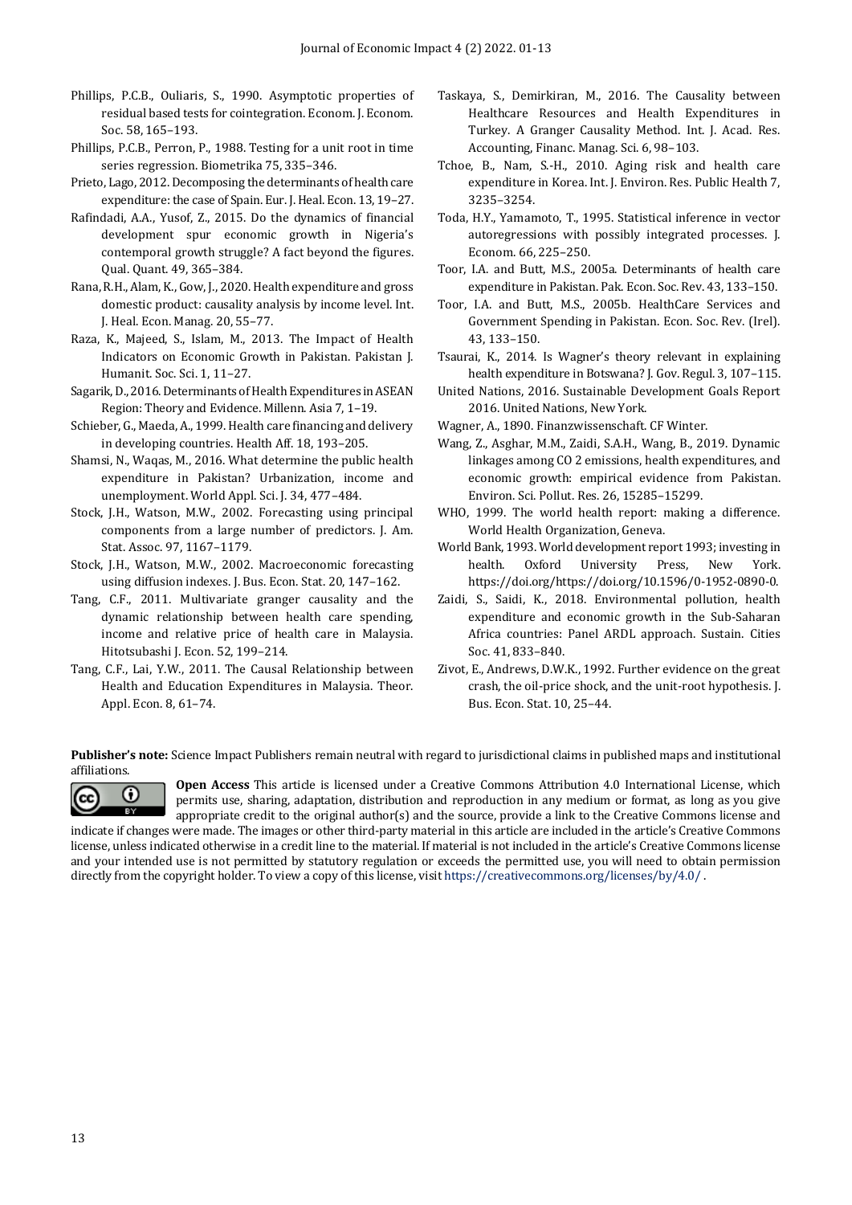Phillips, P.C.B., Ouliaris, S., 1990. Asymptotic properties of residual based tests for cointegration. Econom. J. Econom. Soc. 58, 165–193.

Phillips, P.C.B., Perron, P., 1988. Testing for a unit root in time series regression. Biometrika 75, 335–346.

Prieto, Lago, 2012. Decomposing the determinants of health care expenditure: the case of Spain. Eur. J. Heal. Econ. 13, 19–27.

Rafindadi, A.A., Yusof, Z., 2015. Do the dynamics of financial development spur economic growth in Nigeria's contemporal growth struggle? A fact beyond the figures. Qual. Quant. 49, 365–384.

Rana, R.H., Alam, K., Gow, J., 2020. Health expenditure and gross domestic product: causality analysis by income level. Int. J. Heal. Econ. Manag. 20, 55–77.

Raza, K., Majeed, S., Islam, M., 2013. The Impact of Health Indicators on Economic Growth in Pakistan. Pakistan J. Humanit. Soc. Sci. 1, 11–27.

Sagarik, D., 2016. Determinants of Health Expenditures in ASEAN Region: Theory and Evidence. Millenn. Asia 7, 1–19.

Schieber, G., Maeda, A., 1999. Health care financing and delivery in developing countries. Health Aff. 18, 193–205.

Shamsi, N., Waqas, M., 2016. What determine the public health expenditure in Pakistan? Urbanization, income and unemployment. World Appl. Sci. J. 34, 477–484.

Stock, J.H., Watson, M.W., 2002. Forecasting using principal components from a large number of predictors. J. Am. Stat. Assoc. 97, 1167–1179.

Stock, J.H., Watson, M.W., 2002. Macroeconomic forecasting using diffusion indexes. J. Bus. Econ. Stat. 20, 147–162.

Tang, C.F., 2011. Multivariate granger causality and the dynamic relationship between health care spending, income and relative price of health care in Malaysia. Hitotsubashi J. Econ. 52, 199–214.

Tang, C.F., Lai, Y.W., 2011. The Causal Relationship between Health and Education Expenditures in Malaysia. Theor. Appl. Econ. 8, 61–74.

Taskaya, S., Demirkiran, M., 2016. The Causality between Healthcare Resources and Health Expenditures in Turkey. A Granger Causality Method. Int. J. Acad. Res. Accounting, Financ. Manag. Sci. 6, 98–103.

Tchoe, B., Nam, S.-H., 2010. Aging risk and health care expenditure in Korea. Int. J. Environ. Res. Public Health 7, 3235–3254.

Toda, H.Y., Yamamoto, T., 1995. Statistical inference in vector autoregressions with possibly integrated processes. J. Econom. 66, 225–250.

Toor, I.A. and Butt, M.S., 2005a. Determinants of health care expenditure in Pakistan. Pak. Econ. Soc. Rev. 43, 133–150.

Toor, I.A. and Butt, M.S., 2005b. HealthCare Services and Government Spending in Pakistan. Econ. Soc. Rev. (Irel). 43, 133–150.

Tsaurai, K., 2014. Is Wagner's theory relevant in explaining health expenditure in Botswana? J. Gov. Regul. 3, 107–115.

United Nations, 2016. Sustainable Development Goals Report 2016. United Nations, New York.

Wagner, A., 1890. Finanzwissenschaft. CF Winter.

Wang, Z., Asghar, M.M., Zaidi, S.A.H., Wang, B., 2019. Dynamic linkages among CO 2 emissions, health expenditures, and economic growth: empirical evidence from Pakistan. Environ. Sci. Pollut. Res. 26, 15285–15299.

WHO, 1999. The world health report: making a difference. World Health Organization, Geneva.

World Bank, 1993. World development report 1993; investing in health. Oxford University Press, New York. https://doi.org/https://doi.org/10.1596/0-1952-0890-0.

Zaidi, S., Saidi, K., 2018. Environmental pollution, health expenditure and economic growth in the Sub-Saharan Africa countries: Panel ARDL approach. Sustain. Cities Soc. 41, 833–840.

Zivot, E., Andrews, D.W.K., 1992. Further evidence on the great crash, the oil-price shock, and the unit-root hypothesis. J. Bus. Econ. Stat. 10, 25–44.

**Publisher's note:** Science Impact Publishers remain neutral with regard to jurisdictional claims in published maps and institutional affiliations.

**Open Access** This article is licensed under a Creative Commons Attribution 4.0 International License, which permits use, sharing, adaptation, distribution and reproduction in any medium or format, as long as you give appropriate credit to the original author(s) and the source, provide a link to the Creative Commons license and indicate if changes were made. The images or other third-party material in this article are included in the article's Creative Commons license, unless indicated otherwise in a credit line to the material. If material is not included in the article's Creative Commons license and your intended use is not permitted by statutory regulation or exceeds the permitted use, you will need to obtain permission directly from the copyright holder. To view a copy of this license, visit https://creativecommons.org/licenses/by/4.0/ .